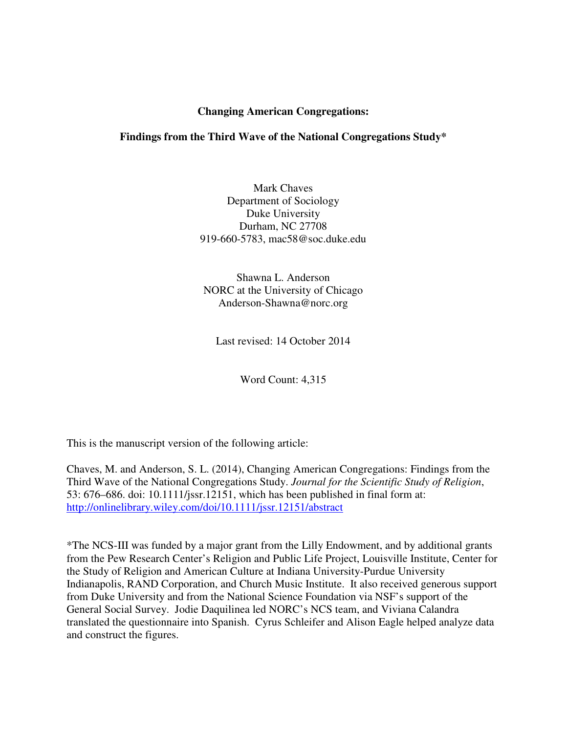**Changing American Congregations:**

**Findings from the Third Wave of the National Congregations Study***

Mark Chaves
Department of Sociology
Duke University
Durham, NC 27708
919-660-5783, mac58@soc.duke.edu

Shawna L. Anderson
NORC at the University of Chicago
Anderson-Shawna@norc.org

Last revised: 14 October 2014

Word Count: 4,315

This is the manuscript version of the following article:

Chaves, M. and Anderson, S. L. (2014), Changing American Congregations: Findings from the Third Wave of the National Congregations Study. *Journal for the Scientific Study of Religion*, 53: 676–686. doi: 10.1111/jssr.12151, which has been published in final form at: http://onlinelibrary.wiley.com/doi/10.1111/jssr.12151/abstract

*The NCS-III was funded by a major grant from the Lilly Endowment, and by additional grants from the Pew Research Center's Religion and Public Life Project, Louisville Institute, Center for the Study of Religion and American Culture at Indiana University-Purdue University Indianapolis, RAND Corporation, and Church Music Institute. It also received generous support from Duke University and from the National Science Foundation via NSF's support of the General Social Survey. Jodie Daquilinea led NORC's NCS team, and Viviana Calandra translated the questionnaire into Spanish. Cyrus Schleifer and Alison Eagle helped analyze data and construct the figures.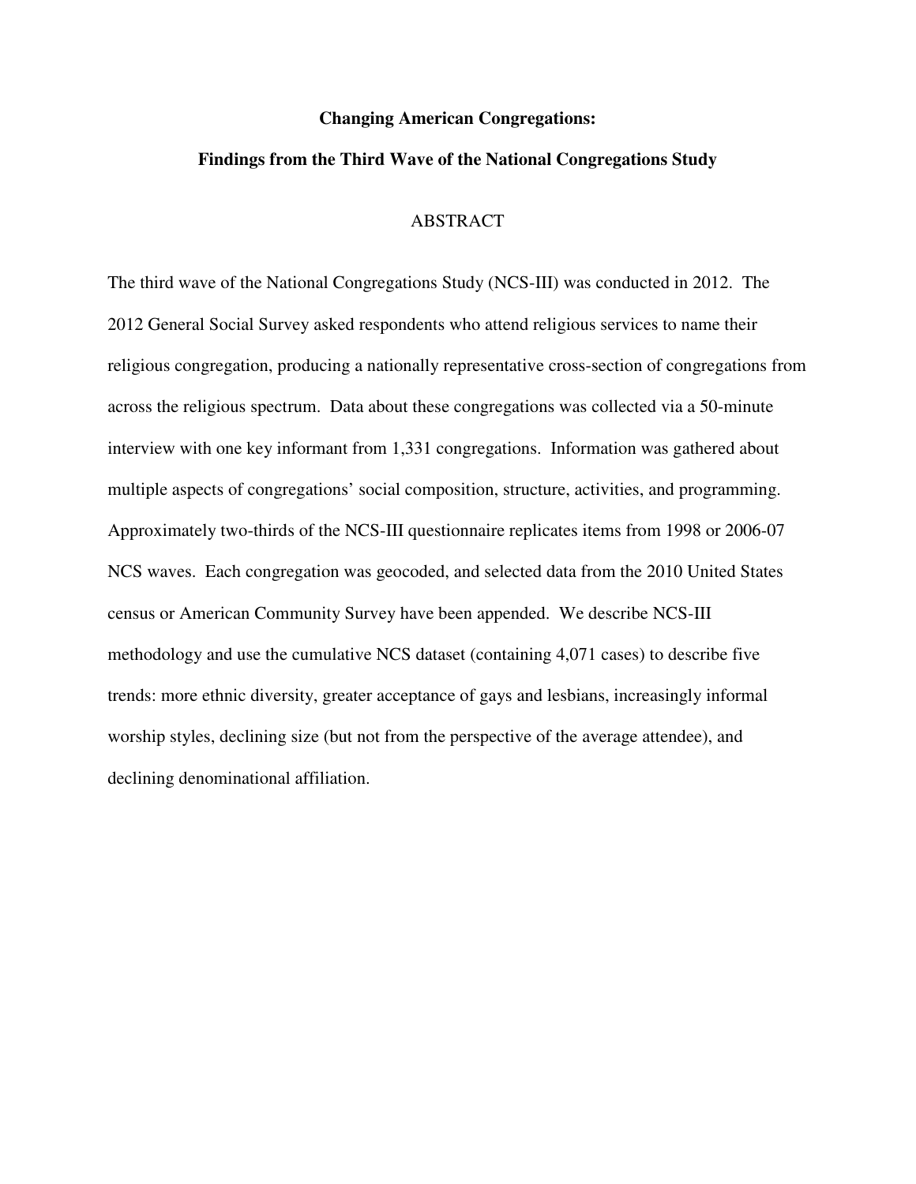**Changing American Congregations:**

**Findings from the Third Wave of the National Congregations Study**

ABSTRACT

The third wave of the National Congregations Study (NCS-III) was conducted in 2012. The 2012 General Social Survey asked respondents who attend religious services to name their religious congregation, producing a nationally representative cross-section of congregations from across the religious spectrum. Data about these congregations was collected via a 50-minute interview with one key informant from 1,331 congregations. Information was gathered about multiple aspects of congregations' social composition, structure, activities, and programming. Approximately two-thirds of the NCS-III questionnaire replicates items from 1998 or 2006-07 NCS waves. Each congregation was geocoded, and selected data from the 2010 United States census or American Community Survey have been appended. We describe NCS-III methodology and use the cumulative NCS dataset (containing 4,071 cases) to describe five trends: more ethnic diversity, greater acceptance of gays and lesbians, increasingly informal worship styles, declining size (but not from the perspective of the average attendee), and declining denominational affiliation.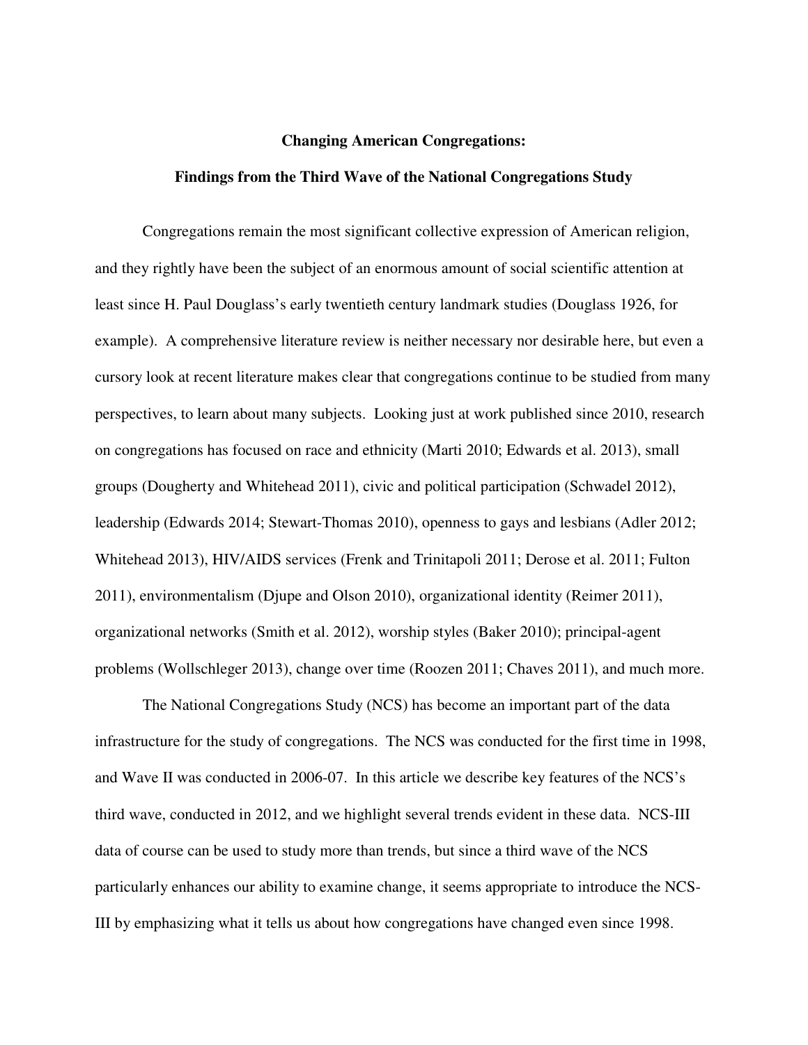**Changing American Congregations:**

**Findings from the Third Wave of the National Congregations Study**

Congregations remain the most significant collective expression of American religion, and they rightly have been the subject of an enormous amount of social scientific attention at least since H. Paul Douglass's early twentieth century landmark studies (Douglass 1926, for example). A comprehensive literature review is neither necessary nor desirable here, but even a cursory look at recent literature makes clear that congregations continue to be studied from many perspectives, to learn about many subjects. Looking just at work published since 2010, research on congregations has focused on race and ethnicity (Marti 2010; Edwards et al. 2013), small groups (Dougherty and Whitehead 2011), civic and political participation (Schwadel 2012), leadership (Edwards 2014; Stewart-Thomas 2010), openness to gays and lesbians (Adler 2012; Whitehead 2013), HIV/AIDS services (Frenk and Trinitapoli 2011; Derose et al. 2011; Fulton 2011), environmentalism (Djupe and Olson 2010), organizational identity (Reimer 2011), organizational networks (Smith et al. 2012), worship styles (Baker 2010); principal-agent problems (Wollschleger 2013), change over time (Roozen 2011; Chaves 2011), and much more.

The National Congregations Study (NCS) has become an important part of the data infrastructure for the study of congregations. The NCS was conducted for the first time in 1998, and Wave II was conducted in 2006-07. In this article we describe key features of the NCS's third wave, conducted in 2012, and we highlight several trends evident in these data. NCS-III data of course can be used to study more than trends, but since a third wave of the NCS particularly enhances our ability to examine change, it seems appropriate to introduce the NCS-III by emphasizing what it tells us about how congregations have changed even since 1998.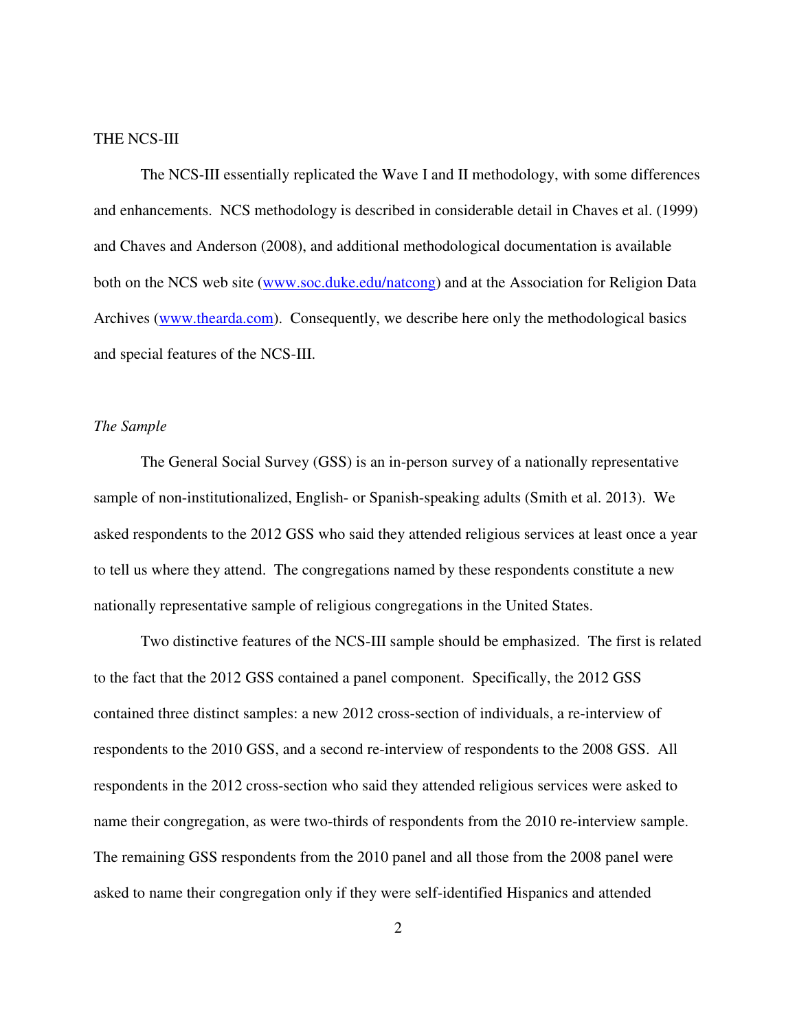## THE NCS-III

The NCS-III essentially replicated the Wave I and II methodology, with some differences and enhancements. NCS methodology is described in considerable detail in Chaves et al. (1999) and Chaves and Anderson (2008), and additional methodological documentation is available both on the NCS web site (www.soc.duke.edu/natcong) and at the Association for Religion Data Archives (www.thearda.com). Consequently, we describe here only the methodological basics and special features of the NCS-III.

### *The Sample*

The General Social Survey (GSS) is an in-person survey of a nationally representative sample of non-institutionalized, English- or Spanish-speaking adults (Smith et al. 2013). We asked respondents to the 2012 GSS who said they attended religious services at least once a year to tell us where they attend. The congregations named by these respondents constitute a new nationally representative sample of religious congregations in the United States.

Two distinctive features of the NCS-III sample should be emphasized. The first is related to the fact that the 2012 GSS contained a panel component. Specifically, the 2012 GSS contained three distinct samples: a new 2012 cross-section of individuals, a re-interview of respondents to the 2010 GSS, and a second re-interview of respondents to the 2008 GSS. All respondents in the 2012 cross-section who said they attended religious services were asked to name their congregation, as were two-thirds of respondents from the 2010 re-interview sample. The remaining GSS respondents from the 2010 panel and all those from the 2008 panel were asked to name their congregation only if they were self-identified Hispanics and attended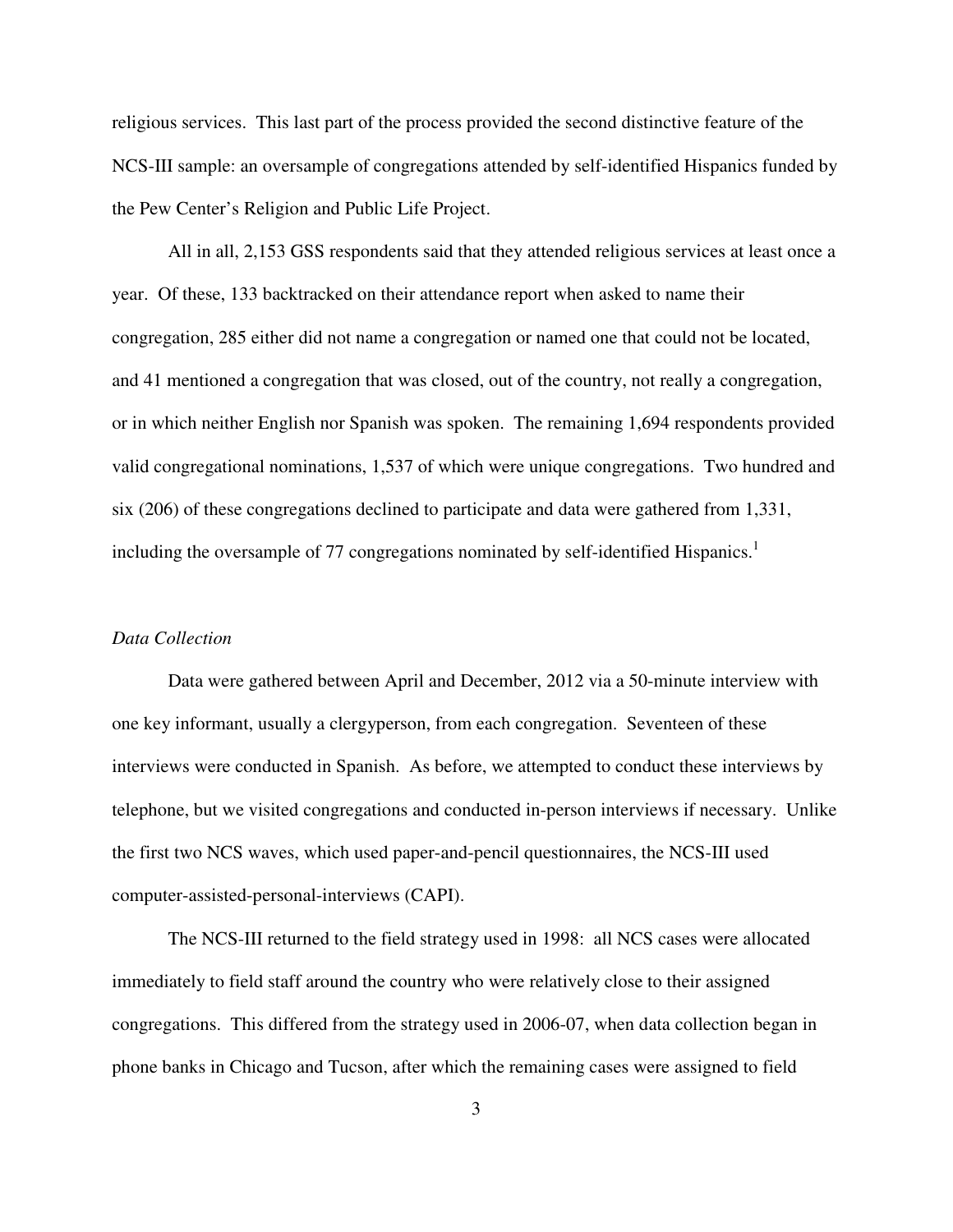religious services. This last part of the process provided the second distinctive feature of the NCS-III sample: an oversample of congregations attended by self-identified Hispanics funded by the Pew Center's Religion and Public Life Project.

All in all, 2,153 GSS respondents said that they attended religious services at least once a year. Of these, 133 backtracked on their attendance report when asked to name their congregation, 285 either did not name a congregation or named one that could not be located, and 41 mentioned a congregation that was closed, out of the country, not really a congregation, or in which neither English nor Spanish was spoken. The remaining 1,694 respondents provided valid congregational nominations, 1,537 of which were unique congregations. Two hundred and six (206) of these congregations declined to participate and data were gathered from 1,331, including the oversample of 77 congregations nominated by self-identified Hispanics.[1]

*Data Collection*

Data were gathered between April and December, 2012 via a 50-minute interview with one key informant, usually a clergyperson, from each congregation. Seventeen of these interviews were conducted in Spanish. As before, we attempted to conduct these interviews by telephone, but we visited congregations and conducted in-person interviews if necessary. Unlike the first two NCS waves, which used paper-and-pencil questionnaires, the NCS-III used computer-assisted-personal-interviews (CAPI).

The NCS-III returned to the field strategy used in 1998: all NCS cases were allocated immediately to field staff around the country who were relatively close to their assigned congregations. This differed from the strategy used in 2006-07, when data collection began in phone banks in Chicago and Tucson, after which the remaining cases were assigned to field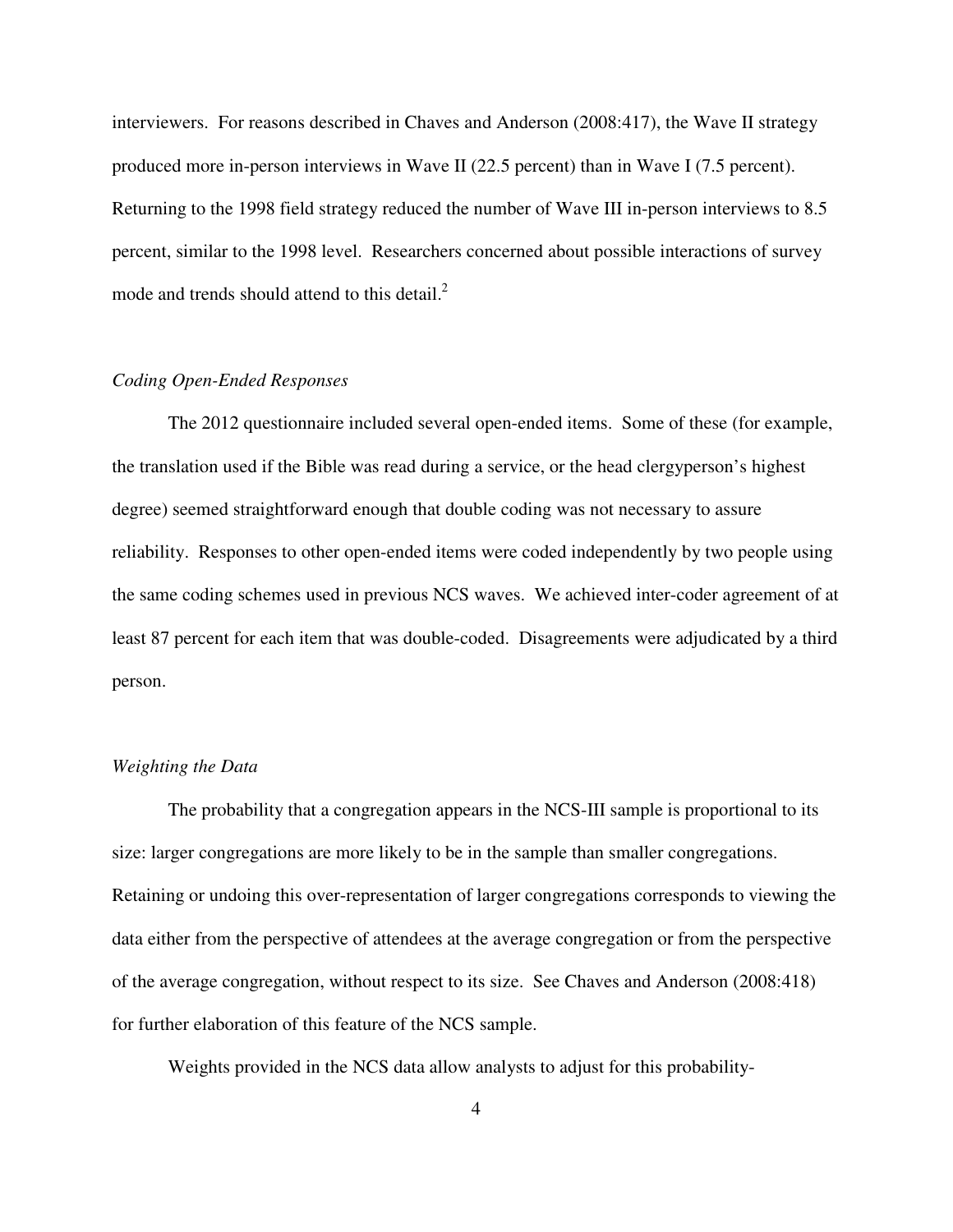interviewers. For reasons described in Chaves and Anderson (2008:417), the Wave II strategy produced more in-person interviews in Wave II (22.5 percent) than in Wave I (7.5 percent). Returning to the 1998 field strategy reduced the number of Wave III in-person interviews to 8.5 percent, similar to the 1998 level. Researchers concerned about possible interactions of survey mode and trends should attend to this detail.[2]

*Coding Open-Ended Responses*

The 2012 questionnaire included several open-ended items. Some of these (for example, the translation used if the Bible was read during a service, or the head clergyperson's highest degree) seemed straightforward enough that double coding was not necessary to assure reliability. Responses to other open-ended items were coded independently by two people using the same coding schemes used in previous NCS waves. We achieved inter-coder agreement of at least 87 percent for each item that was double-coded. Disagreements were adjudicated by a third person.

*Weighting the Data*

The probability that a congregation appears in the NCS-III sample is proportional to its size: larger congregations are more likely to be in the sample than smaller congregations. Retaining or undoing this over-representation of larger congregations corresponds to viewing the data either from the perspective of attendees at the average congregation or from the perspective of the average congregation, without respect to its size. See Chaves and Anderson (2008:418) for further elaboration of this feature of the NCS sample.

Weights provided in the NCS data allow analysts to adjust for this probability-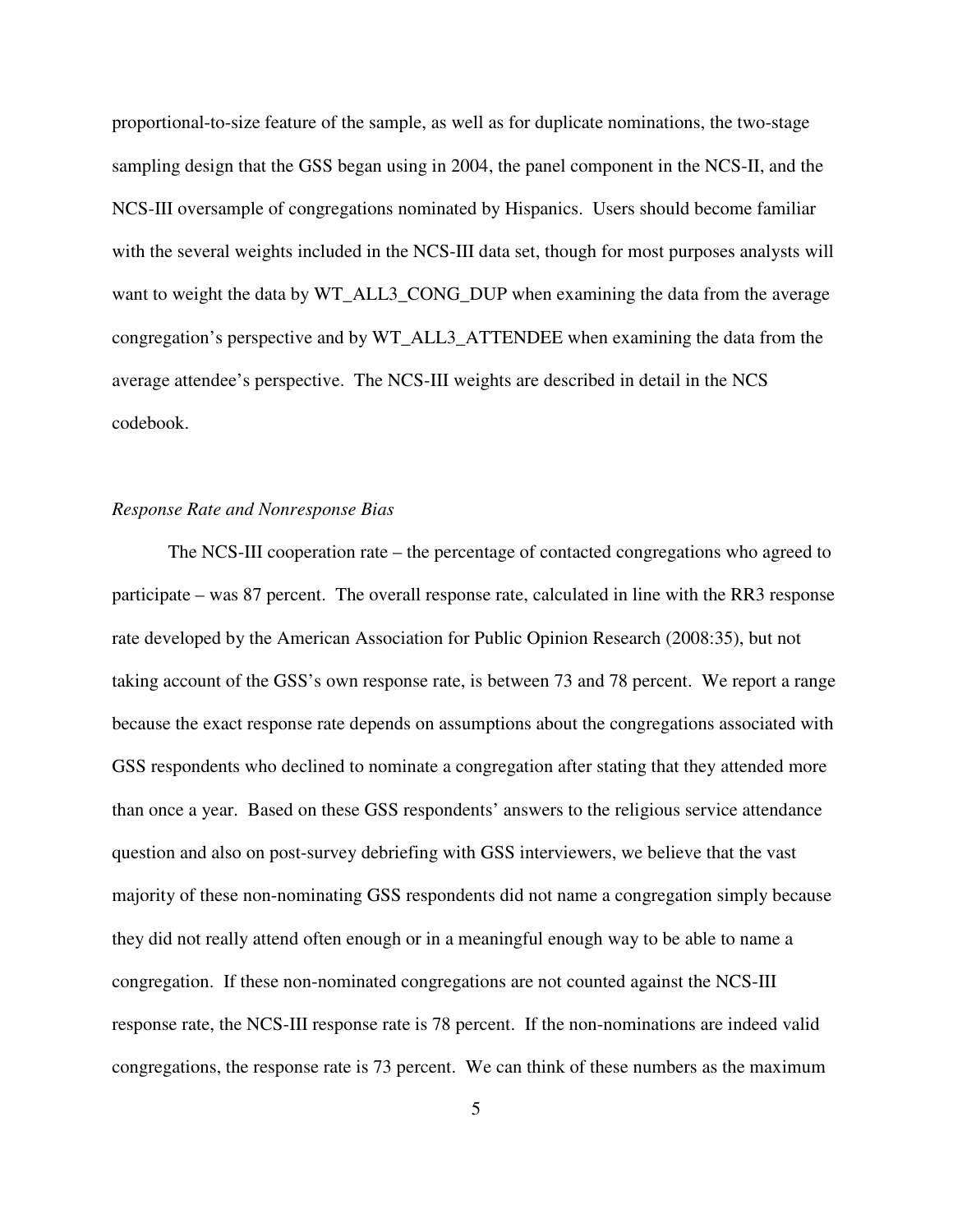proportional-to-size feature of the sample, as well as for duplicate nominations, the two-stage sampling design that the GSS began using in 2004, the panel component in the NCS-II, and the NCS-III oversample of congregations nominated by Hispanics. Users should become familiar with the several weights included in the NCS-III data set, though for most purposes analysts will want to weight the data by WT_ALL3_CONG_DUP when examining the data from the average congregation's perspective and by WT_ALL3_ATTENDEE when examining the data from the average attendee's perspective. The NCS-III weights are described in detail in the NCS codebook.

*Response Rate and Nonresponse Bias*

The NCS-III cooperation rate – the percentage of contacted congregations who agreed to participate – was 87 percent. The overall response rate, calculated in line with the RR3 response rate developed by the American Association for Public Opinion Research (2008:35), but not taking account of the GSS's own response rate, is between 73 and 78 percent. We report a range because the exact response rate depends on assumptions about the congregations associated with GSS respondents who declined to nominate a congregation after stating that they attended more than once a year. Based on these GSS respondents' answers to the religious service attendance question and also on post-survey debriefing with GSS interviewers, we believe that the vast majority of these non-nominating GSS respondents did not name a congregation simply because they did not really attend often enough or in a meaningful enough way to be able to name a congregation. If these non-nominated congregations are not counted against the NCS-III response rate, the NCS-III response rate is 78 percent. If the non-nominations are indeed valid congregations, the response rate is 73 percent. We can think of these numbers as the maximum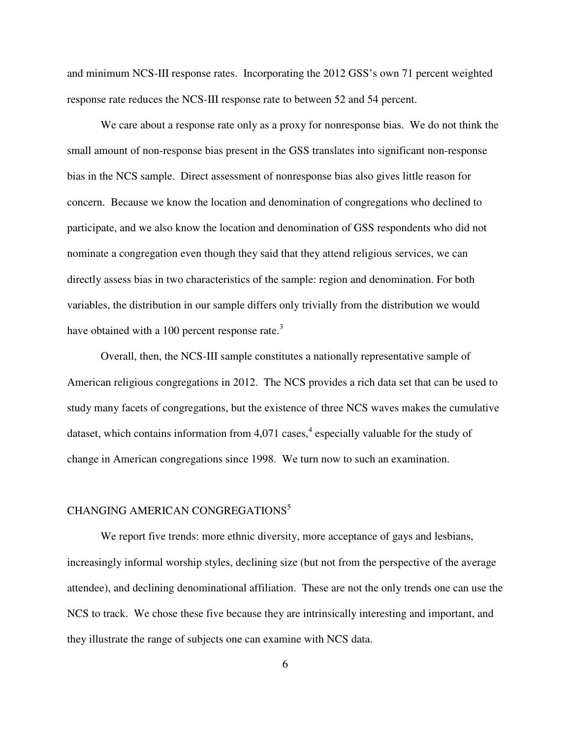and minimum NCS-III response rates. Incorporating the 2012 GSS's own 71 percent weighted response rate reduces the NCS-III response rate to between 52 and 54 percent.

We care about a response rate only as a proxy for nonresponse bias. We do not think the small amount of non-response bias present in the GSS translates into significant non-response bias in the NCS sample. Direct assessment of nonresponse bias also gives little reason for concern. Because we know the location and denomination of congregations who declined to participate, and we also know the location and denomination of GSS respondents who did not nominate a congregation even though they said that they attend religious services, we can directly assess bias in two characteristics of the sample: region and denomination. For both variables, the distribution in our sample differs only trivially from the distribution we would have obtained with a 100 percent response rate.[3]

Overall, then, the NCS-III sample constitutes a nationally representative sample of American religious congregations in 2012. The NCS provides a rich data set that can be used to study many facets of congregations, but the existence of three NCS waves makes the cumulative dataset, which contains information from 4,071 cases,[4] especially valuable for the study of change in American congregations since 1998. We turn now to such an examination.

## CHANGING AMERICAN CONGREGATIONS[5]

We report five trends: more ethnic diversity, more acceptance of gays and lesbians, increasingly informal worship styles, declining size (but not from the perspective of the average attendee), and declining denominational affiliation. These are not the only trends one can use the NCS to track. We chose these five because they are intrinsically interesting and important, and they illustrate the range of subjects one can examine with NCS data.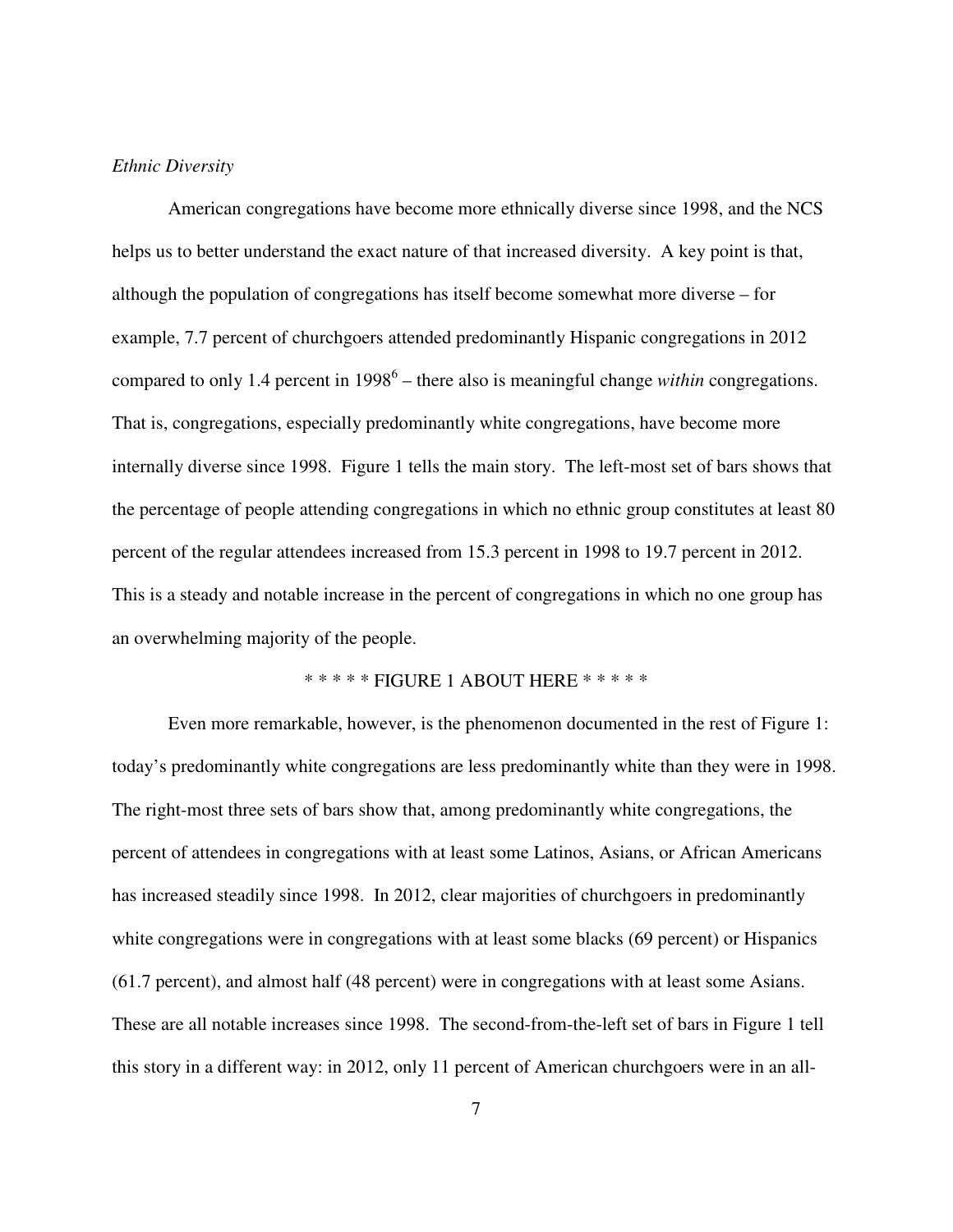*Ethnic Diversity*

American congregations have become more ethnically diverse since 1998, and the NCS helps us to better understand the exact nature of that increased diversity. A key point is that, although the population of congregations has itself become somewhat more diverse – for example, 7.7 percent of churchgoers attended predominantly Hispanic congregations in 2012 compared to only 1.4 percent in 1998[6] – there also is meaningful change *within* congregations. That is, congregations, especially predominantly white congregations, have become more internally diverse since 1998. Figure 1 tells the main story. The left-most set of bars shows that the percentage of people attending congregations in which no ethnic group constitutes at least 80 percent of the regular attendees increased from 15.3 percent in 1998 to 19.7 percent in 2012. This is a steady and notable increase in the percent of congregations in which no one group has an overwhelming majority of the people.

\* \* \* \* \* FIGURE 1 ABOUT HERE \* \* \* \* \*

Even more remarkable, however, is the phenomenon documented in the rest of Figure 1: today's predominantly white congregations are less predominantly white than they were in 1998. The right-most three sets of bars show that, among predominantly white congregations, the percent of attendees in congregations with at least some Latinos, Asians, or African Americans has increased steadily since 1998. In 2012, clear majorities of churchgoers in predominantly white congregations were in congregations with at least some blacks (69 percent) or Hispanics (61.7 percent), and almost half (48 percent) were in congregations with at least some Asians. These are all notable increases since 1998. The second-from-the-left set of bars in Figure 1 tell this story in a different way: in 2012, only 11 percent of American churchgoers were in an all-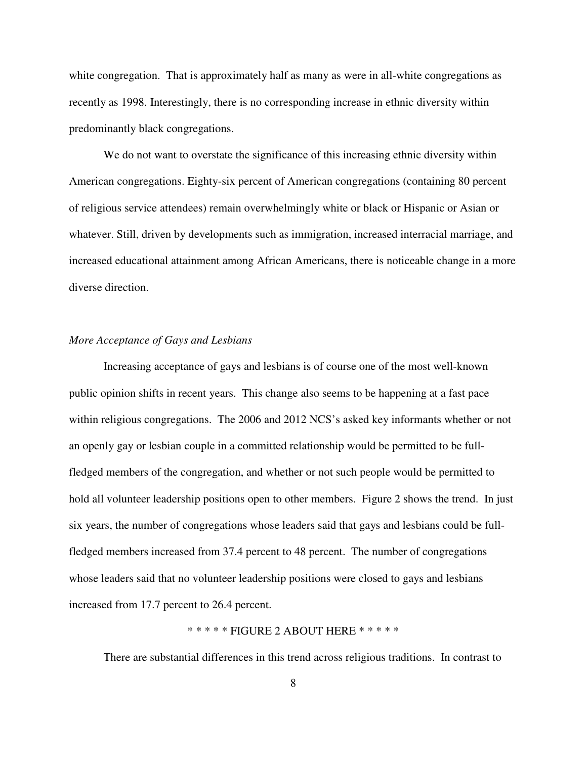white congregation. That is approximately half as many as were in all-white congregations as recently as 1998. Interestingly, there is no corresponding increase in ethnic diversity within predominantly black congregations.

We do not want to overstate the significance of this increasing ethnic diversity within American congregations. Eighty-six percent of American congregations (containing 80 percent of religious service attendees) remain overwhelmingly white or black or Hispanic or Asian or whatever. Still, driven by developments such as immigration, increased interracial marriage, and increased educational attainment among African Americans, there is noticeable change in a more diverse direction.

*More Acceptance of Gays and Lesbians*

Increasing acceptance of gays and lesbians is of course one of the most well-known public opinion shifts in recent years. This change also seems to be happening at a fast pace within religious congregations. The 2006 and 2012 NCS's asked key informants whether or not an openly gay or lesbian couple in a committed relationship would be permitted to be full-fledged members of the congregation, and whether or not such people would be permitted to hold all volunteer leadership positions open to other members. Figure 2 shows the trend. In just six years, the number of congregations whose leaders said that gays and lesbians could be full-fledged members increased from 37.4 percent to 48 percent. The number of congregations whose leaders said that no volunteer leadership positions were closed to gays and lesbians increased from 17.7 percent to 26.4 percent.

\* \* \* \* \* FIGURE 2 ABOUT HERE \* \* \* \* \*

There are substantial differences in this trend across religious traditions. In contrast to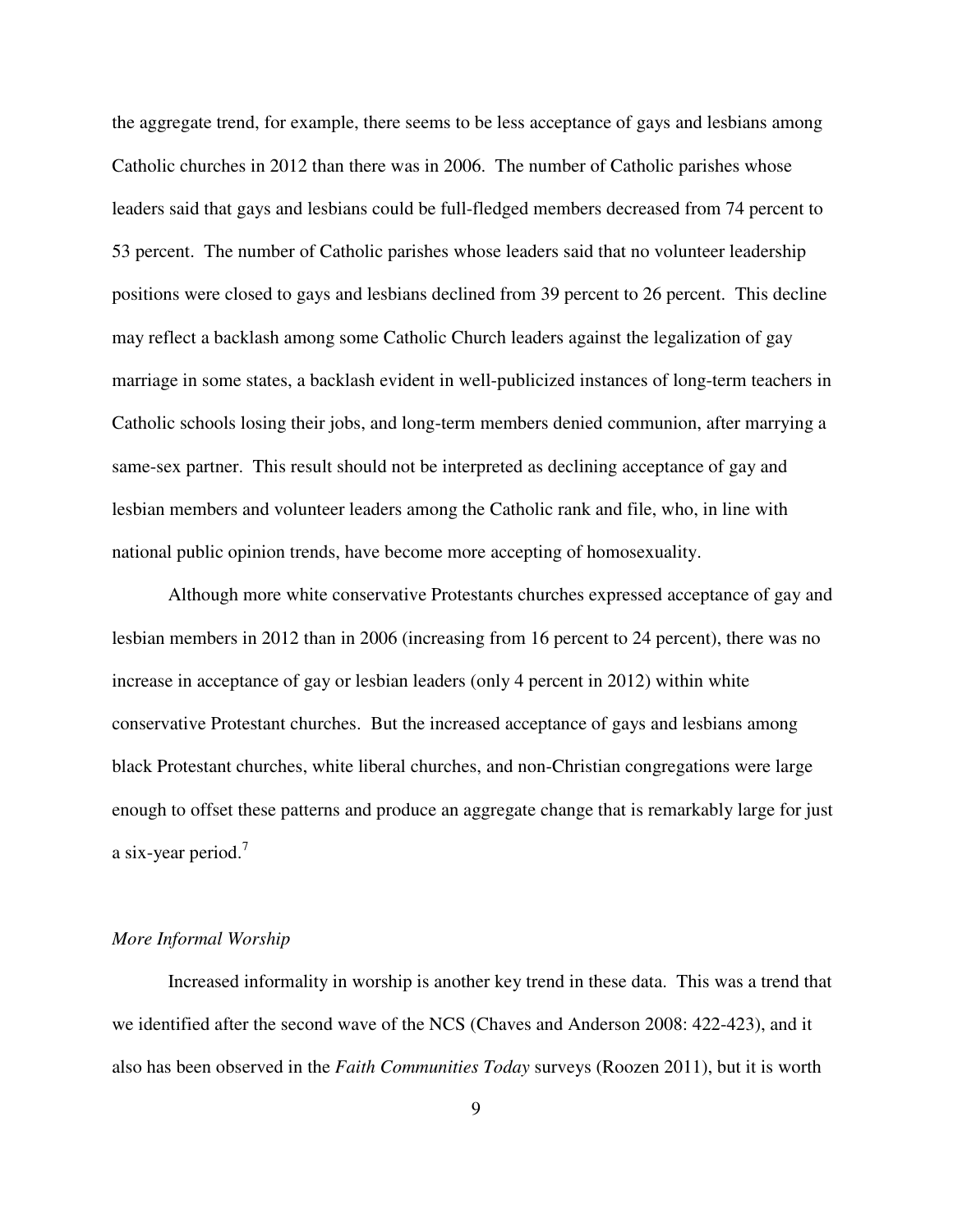the aggregate trend, for example, there seems to be less acceptance of gays and lesbians among Catholic churches in 2012 than there was in 2006. The number of Catholic parishes whose leaders said that gays and lesbians could be full-fledged members decreased from 74 percent to 53 percent. The number of Catholic parishes whose leaders said that no volunteer leadership positions were closed to gays and lesbians declined from 39 percent to 26 percent. This decline may reflect a backlash among some Catholic Church leaders against the legalization of gay marriage in some states, a backlash evident in well-publicized instances of long-term teachers in Catholic schools losing their jobs, and long-term members denied communion, after marrying a same-sex partner. This result should not be interpreted as declining acceptance of gay and lesbian members and volunteer leaders among the Catholic rank and file, who, in line with national public opinion trends, have become more accepting of homosexuality.

Although more white conservative Protestants churches expressed acceptance of gay and lesbian members in 2012 than in 2006 (increasing from 16 percent to 24 percent), there was no increase in acceptance of gay or lesbian leaders (only 4 percent in 2012) within white conservative Protestant churches. But the increased acceptance of gays and lesbians among black Protestant churches, white liberal churches, and non-Christian congregations were large enough to offset these patterns and produce an aggregate change that is remarkably large for just a six-year period.[7]

*More Informal Worship*

Increased informality in worship is another key trend in these data. This was a trend that we identified after the second wave of the NCS (Chaves and Anderson 2008: 422-423), and it also has been observed in the *Faith Communities Today* surveys (Roozen 2011), but it is worth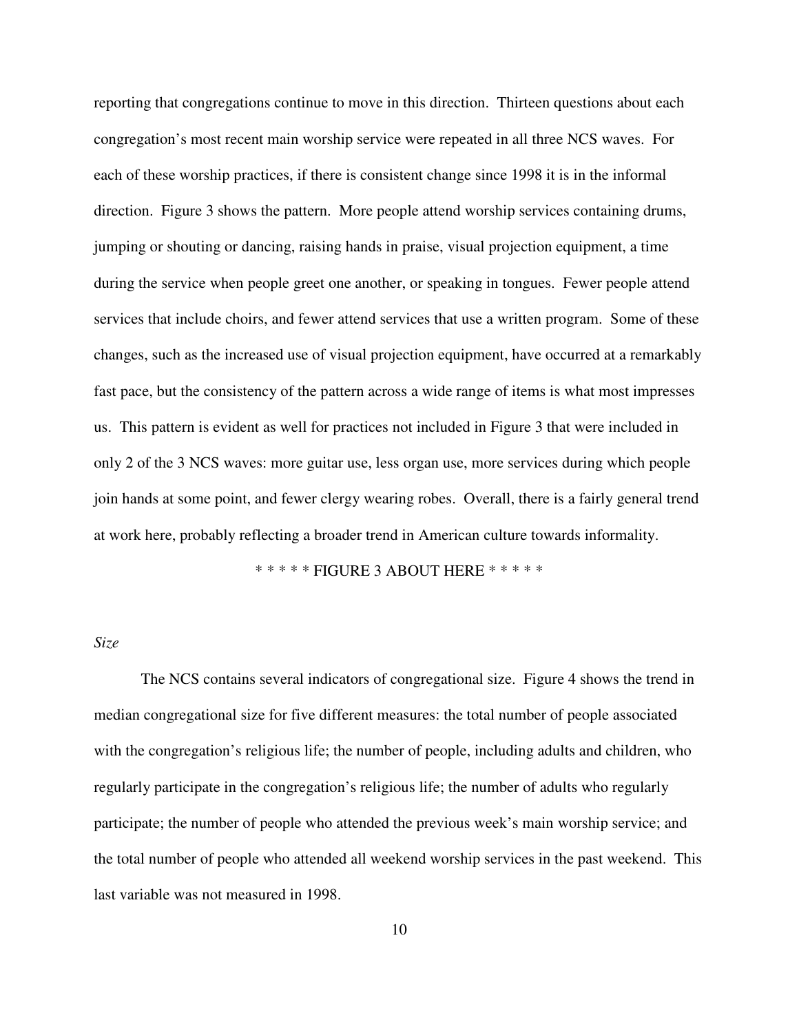reporting that congregations continue to move in this direction. Thirteen questions about each congregation's most recent main worship service were repeated in all three NCS waves. For each of these worship practices, if there is consistent change since 1998 it is in the informal direction. Figure 3 shows the pattern. More people attend worship services containing drums, jumping or shouting or dancing, raising hands in praise, visual projection equipment, a time during the service when people greet one another, or speaking in tongues. Fewer people attend services that include choirs, and fewer attend services that use a written program. Some of these changes, such as the increased use of visual projection equipment, have occurred at a remarkably fast pace, but the consistency of the pattern across a wide range of items is what most impresses us. This pattern is evident as well for practices not included in Figure 3 that were included in only 2 of the 3 NCS waves: more guitar use, less organ use, more services during which people join hands at some point, and fewer clergy wearing robes. Overall, there is a fairly general trend at work here, probably reflecting a broader trend in American culture towards informality.

* * * * * FIGURE 3 ABOUT HERE * * * * *

*Size*

The NCS contains several indicators of congregational size. Figure 4 shows the trend in median congregational size for five different measures: the total number of people associated with the congregation's religious life; the number of people, including adults and children, who regularly participate in the congregation's religious life; the number of adults who regularly participate; the number of people who attended the previous week's main worship service; and the total number of people who attended all weekend worship services in the past weekend. This last variable was not measured in 1998.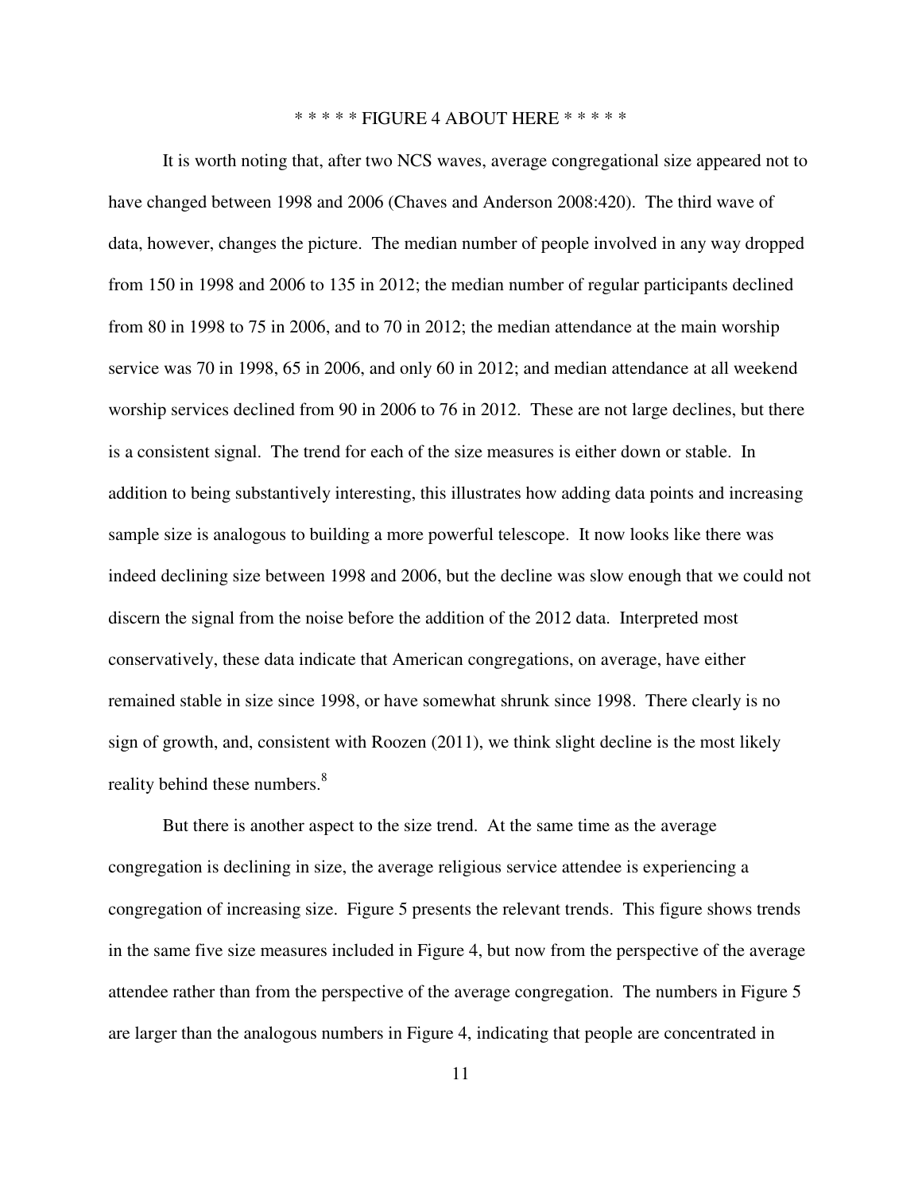\* \* \* \* \* FIGURE 4 ABOUT HERE \* \* \* \* \*

It is worth noting that, after two NCS waves, average congregational size appeared not to have changed between 1998 and 2006 (Chaves and Anderson 2008:420). The third wave of data, however, changes the picture. The median number of people involved in any way dropped from 150 in 1998 and 2006 to 135 in 2012; the median number of regular participants declined from 80 in 1998 to 75 in 2006, and to 70 in 2012; the median attendance at the main worship service was 70 in 1998, 65 in 2006, and only 60 in 2012; and median attendance at all weekend worship services declined from 90 in 2006 to 76 in 2012. These are not large declines, but there is a consistent signal. The trend for each of the size measures is either down or stable. In addition to being substantively interesting, this illustrates how adding data points and increasing sample size is analogous to building a more powerful telescope. It now looks like there was indeed declining size between 1998 and 2006, but the decline was slow enough that we could not discern the signal from the noise before the addition of the 2012 data. Interpreted most conservatively, these data indicate that American congregations, on average, have either remained stable in size since 1998, or have somewhat shrunk since 1998. There clearly is no sign of growth, and, consistent with Roozen (2011), we think slight decline is the most likely reality behind these numbers.[8]

But there is another aspect to the size trend. At the same time as the average congregation is declining in size, the average religious service attendee is experiencing a congregation of increasing size. Figure 5 presents the relevant trends. This figure shows trends in the same five size measures included in Figure 4, but now from the perspective of the average attendee rather than from the perspective of the average congregation. The numbers in Figure 5 are larger than the analogous numbers in Figure 4, indicating that people are concentrated in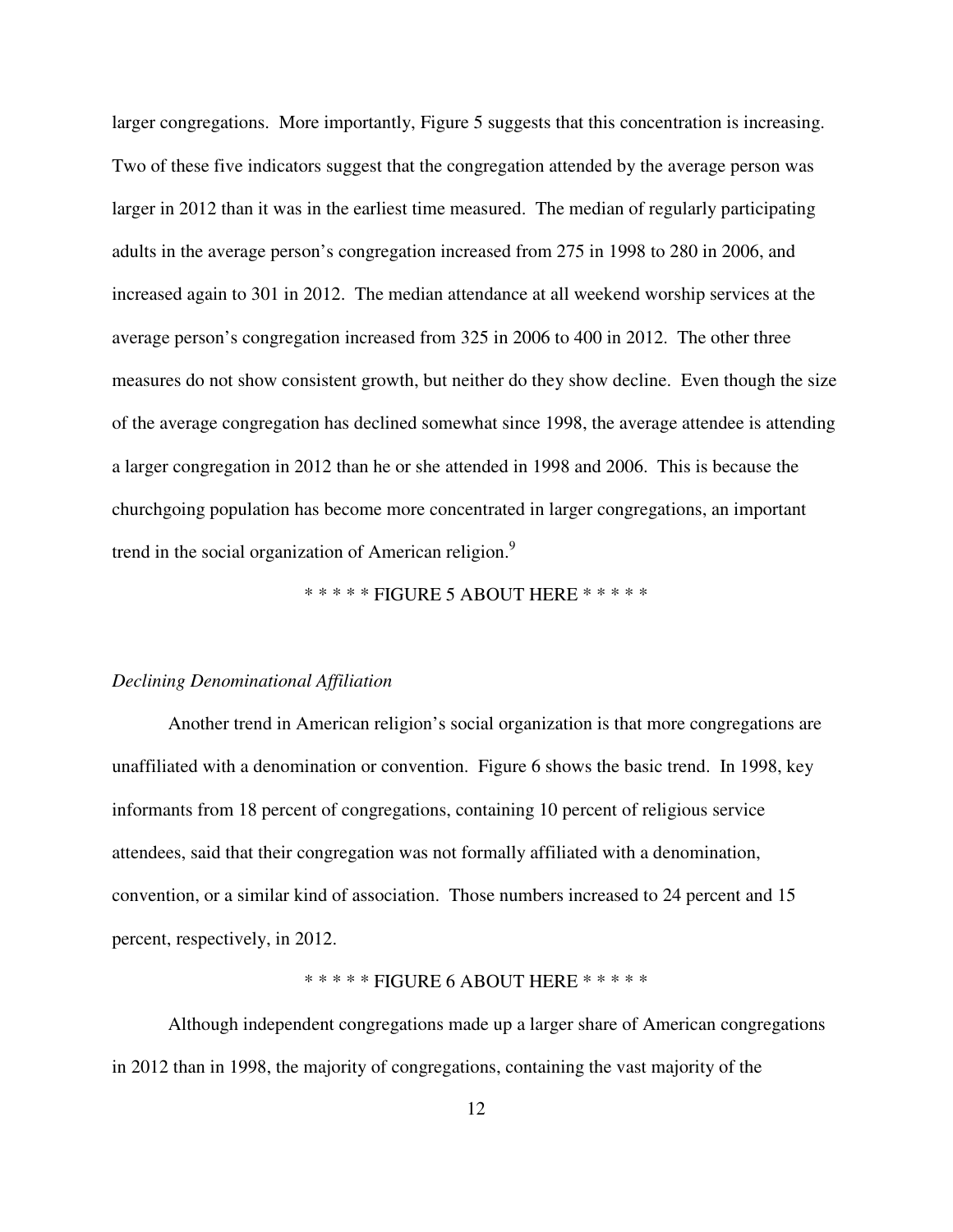larger congregations. More importantly, Figure 5 suggests that this concentration is increasing. Two of these five indicators suggest that the congregation attended by the average person was larger in 2012 than it was in the earliest time measured. The median of regularly participating adults in the average person's congregation increased from 275 in 1998 to 280 in 2006, and increased again to 301 in 2012. The median attendance at all weekend worship services at the average person's congregation increased from 325 in 2006 to 400 in 2012. The other three measures do not show consistent growth, but neither do they show decline. Even though the size of the average congregation has declined somewhat since 1998, the average attendee is attending a larger congregation in 2012 than he or she attended in 1998 and 2006. This is because the churchgoing population has become more concentrated in larger congregations, an important trend in the social organization of American religion.[9]

\* \* \* \* \* FIGURE 5 ABOUT HERE \* \* \* \* \*

*Declining Denominational Affiliation*

Another trend in American religion's social organization is that more congregations are unaffiliated with a denomination or convention. Figure 6 shows the basic trend. In 1998, key informants from 18 percent of congregations, containing 10 percent of religious service attendees, said that their congregation was not formally affiliated with a denomination, convention, or a similar kind of association. Those numbers increased to 24 percent and 15 percent, respectively, in 2012.

\* \* \* \* \* FIGURE 6 ABOUT HERE \* \* \* \* \*

Although independent congregations made up a larger share of American congregations in 2012 than in 1998, the majority of congregations, containing the vast majority of the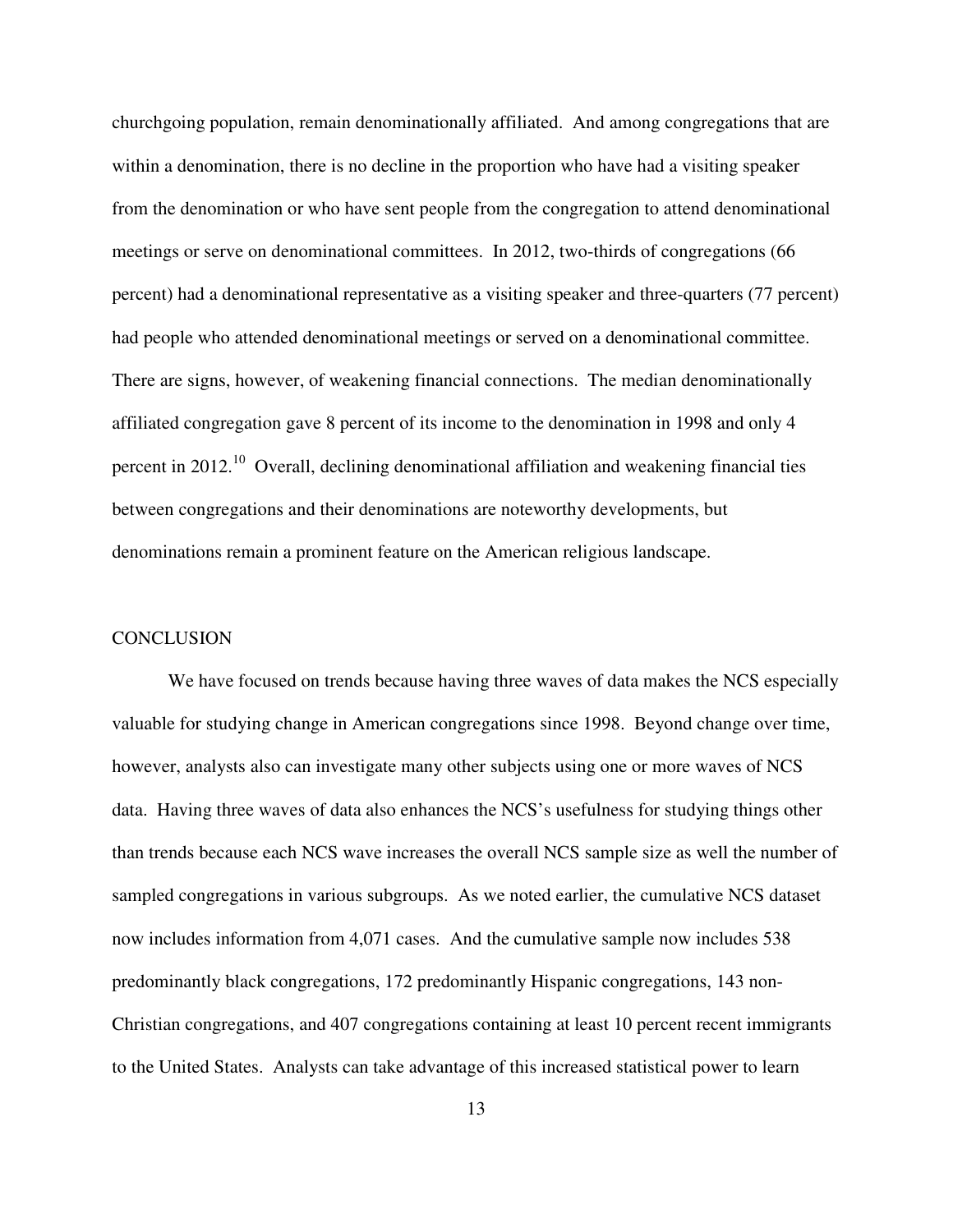churchgoing population, remain denominationally affiliated. And among congregations that are within a denomination, there is no decline in the proportion who have had a visiting speaker from the denomination or who have sent people from the congregation to attend denominational meetings or serve on denominational committees. In 2012, two-thirds of congregations (66 percent) had a denominational representative as a visiting speaker and three-quarters (77 percent) had people who attended denominational meetings or served on a denominational committee. There are signs, however, of weakening financial connections. The median denominationally affiliated congregation gave 8 percent of its income to the denomination in 1998 and only 4 percent in 2012.[10] Overall, declining denominational affiliation and weakening financial ties between congregations and their denominations are noteworthy developments, but denominations remain a prominent feature on the American religious landscape.

## CONCLUSION

We have focused on trends because having three waves of data makes the NCS especially valuable for studying change in American congregations since 1998. Beyond change over time, however, analysts also can investigate many other subjects using one or more waves of NCS data. Having three waves of data also enhances the NCS's usefulness for studying things other than trends because each NCS wave increases the overall NCS sample size as well the number of sampled congregations in various subgroups. As we noted earlier, the cumulative NCS dataset now includes information from 4,071 cases. And the cumulative sample now includes 538 predominantly black congregations, 172 predominantly Hispanic congregations, 143 non-Christian congregations, and 407 congregations containing at least 10 percent recent immigrants to the United States. Analysts can take advantage of this increased statistical power to learn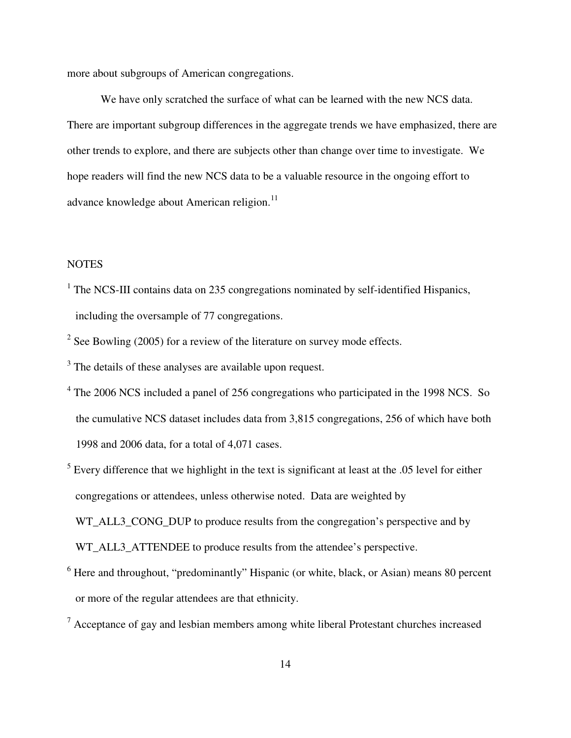more about subgroups of American congregations.

We have only scratched the surface of what can be learned with the new NCS data. There are important subgroup differences in the aggregate trends we have emphasized, there are other trends to explore, and there are subjects other than change over time to investigate. We hope readers will find the new NCS data to be a valuable resource in the ongoing effort to advance knowledge about American religion.[11]

NOTES

[1] The NCS-III contains data on 235 congregations nominated by self-identified Hispanics, including the oversample of 77 congregations.

[2] See Bowling (2005) for a review of the literature on survey mode effects.

[3] The details of these analyses are available upon request.

[4] The 2006 NCS included a panel of 256 congregations who participated in the 1998 NCS. So the cumulative NCS dataset includes data from 3,815 congregations, 256 of which have both 1998 and 2006 data, for a total of 4,071 cases.

[5] Every difference that we highlight in the text is significant at least at the .05 level for either congregations or attendees, unless otherwise noted. Data are weighted by WT_ALL3_CONG_DUP to produce results from the congregation's perspective and by WT_ALL3_ATTENDEE to produce results from the attendee's perspective.

[6] Here and throughout, "predominantly" Hispanic (or white, black, or Asian) means 80 percent or more of the regular attendees are that ethnicity.

[7] Acceptance of gay and lesbian members among white liberal Protestant churches increased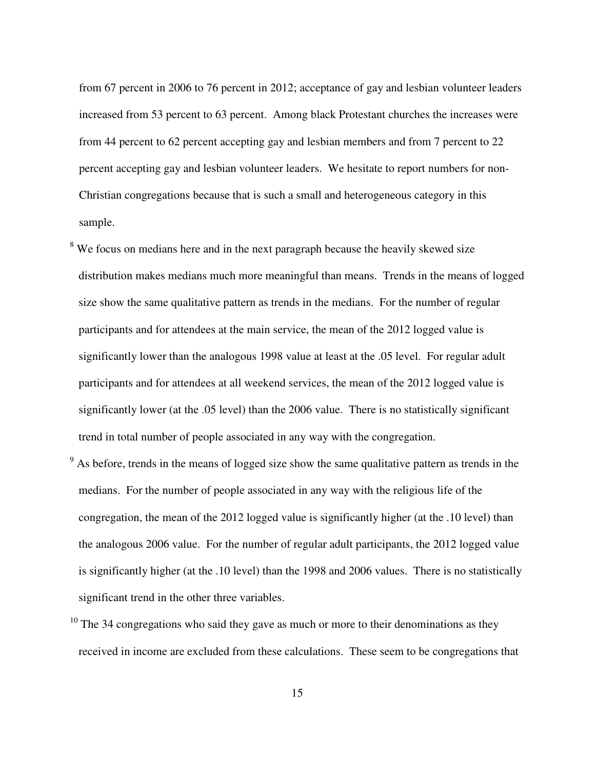from 67 percent in 2006 to 76 percent in 2012; acceptance of gay and lesbian volunteer leaders increased from 53 percent to 63 percent. Among black Protestant churches the increases were from 44 percent to 62 percent accepting gay and lesbian members and from 7 percent to 22 percent accepting gay and lesbian volunteer leaders. We hesitate to report numbers for non-Christian congregations because that is such a small and heterogeneous category in this sample.

[8] We focus on medians here and in the next paragraph because the heavily skewed size distribution makes medians much more meaningful than means. Trends in the means of logged size show the same qualitative pattern as trends in the medians. For the number of regular participants and for attendees at the main service, the mean of the 2012 logged value is significantly lower than the analogous 1998 value at least at the .05 level. For regular adult participants and for attendees at all weekend services, the mean of the 2012 logged value is significantly lower (at the .05 level) than the 2006 value. There is no statistically significant trend in total number of people associated in any way with the congregation.

[9] As before, trends in the means of logged size show the same qualitative pattern as trends in the medians. For the number of people associated in any way with the religious life of the congregation, the mean of the 2012 logged value is significantly higher (at the .10 level) than the analogous 2006 value. For the number of regular adult participants, the 2012 logged value is significantly higher (at the .10 level) than the 1998 and 2006 values. There is no statistically significant trend in the other three variables.

[10] The 34 congregations who said they gave as much or more to their denominations as they received in income are excluded from these calculations. These seem to be congregations that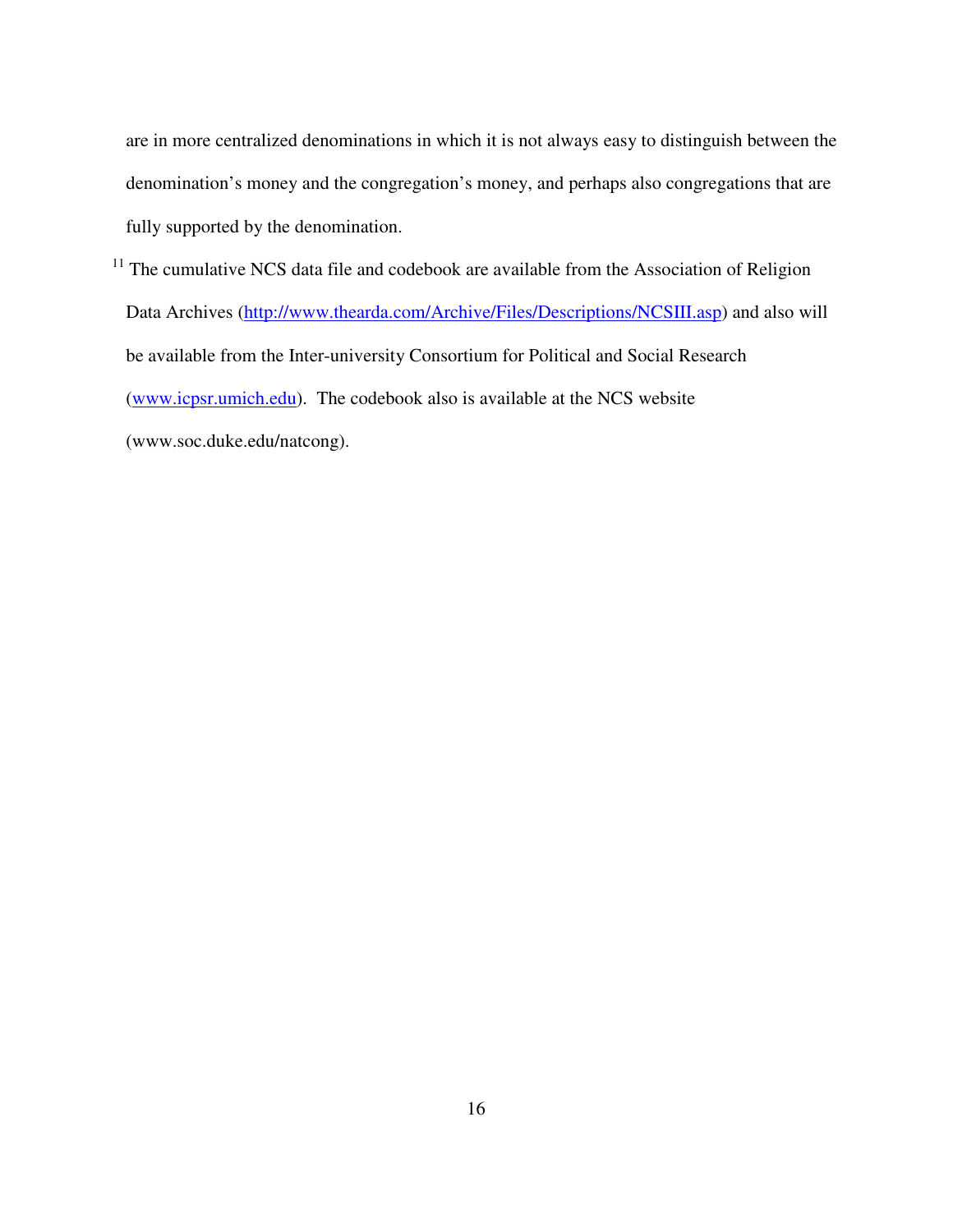are in more centralized denominations in which it is not always easy to distinguish between the denomination's money and the congregation's money, and perhaps also congregations that are fully supported by the denomination.

[11] The cumulative NCS data file and codebook are available from the Association of Religion Data Archives (http://www.thearda.com/Archive/Files/Descriptions/NCSIII.asp) and also will be available from the Inter-university Consortium for Political and Social Research (www.icpsr.umich.edu). The codebook also is available at the NCS website (www.soc.duke.edu/natcong).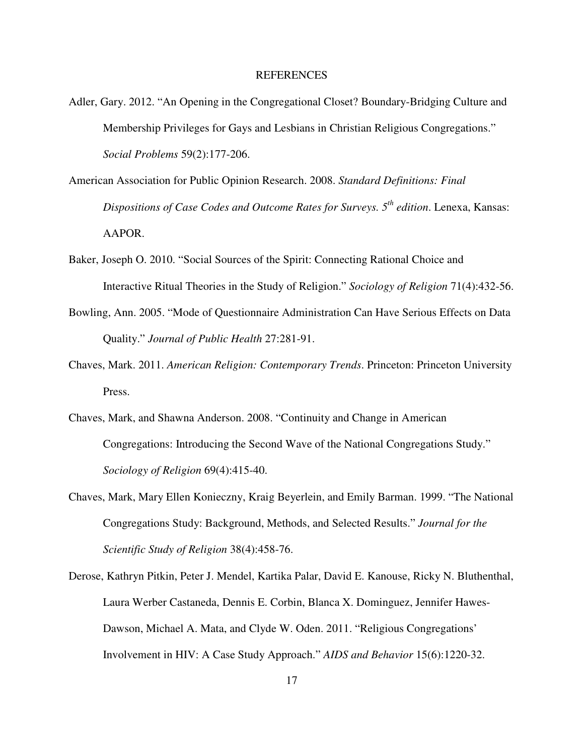# REFERENCES

Adler, Gary. 2012. "An Opening in the Congregational Closet? Boundary-Bridging Culture and Membership Privileges for Gays and Lesbians in Christian Religious Congregations." *Social Problems* 59(2):177-206.

American Association for Public Opinion Research. 2008. *Standard Definitions: Final Dispositions of Case Codes and Outcome Rates for Surveys. 5th edition*. Lenexa, Kansas: AAPOR.

Baker, Joseph O. 2010. "Social Sources of the Spirit: Connecting Rational Choice and Interactive Ritual Theories in the Study of Religion." *Sociology of Religion* 71(4):432-56.

Bowling, Ann. 2005. "Mode of Questionnaire Administration Can Have Serious Effects on Data Quality." *Journal of Public Health* 27:281-91.

Chaves, Mark. 2011. *American Religion: Contemporary Trends*. Princeton: Princeton University Press.

Chaves, Mark, and Shawna Anderson. 2008. "Continuity and Change in American Congregations: Introducing the Second Wave of the National Congregations Study." *Sociology of Religion* 69(4):415-40.

Chaves, Mark, Mary Ellen Konieczny, Kraig Beyerlein, and Emily Barman. 1999. "The National Congregations Study: Background, Methods, and Selected Results." *Journal for the Scientific Study of Religion* 38(4):458-76.

Derose, Kathryn Pitkin, Peter J. Mendel, Kartika Palar, David E. Kanouse, Ricky N. Bluthenthal, Laura Werber Castaneda, Dennis E. Corbin, Blanca X. Dominguez, Jennifer Hawes-Dawson, Michael A. Mata, and Clyde W. Oden. 2011. "Religious Congregations' Involvement in HIV: A Case Study Approach." *AIDS and Behavior* 15(6):1220-32.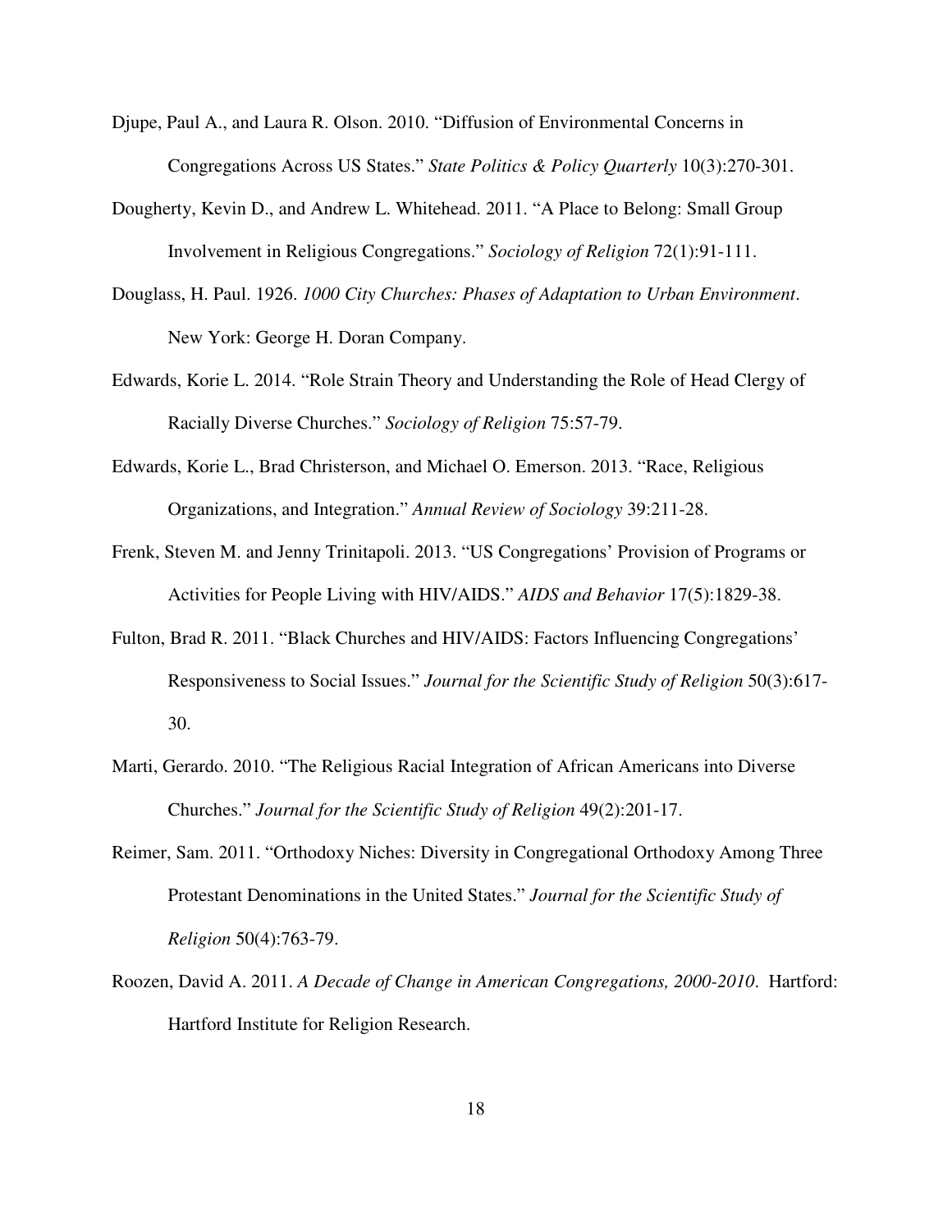Djupe, Paul A., and Laura R. Olson. 2010. "Diffusion of Environmental Concerns in Congregations Across US States." *State Politics & Policy Quarterly* 10(3):270-301.

Dougherty, Kevin D., and Andrew L. Whitehead. 2011. "A Place to Belong: Small Group Involvement in Religious Congregations." *Sociology of Religion* 72(1):91-111.

Douglass, H. Paul. 1926. *1000 City Churches: Phases of Adaptation to Urban Environment*. New York: George H. Doran Company.

Edwards, Korie L. 2014. "Role Strain Theory and Understanding the Role of Head Clergy of Racially Diverse Churches." *Sociology of Religion* 75:57-79.

Edwards, Korie L., Brad Christerson, and Michael O. Emerson. 2013. "Race, Religious Organizations, and Integration." *Annual Review of Sociology* 39:211-28.

Frenk, Steven M. and Jenny Trinitapoli. 2013. "US Congregations' Provision of Programs or Activities for People Living with HIV/AIDS." *AIDS and Behavior* 17(5):1829-38.

Fulton, Brad R. 2011. "Black Churches and HIV/AIDS: Factors Influencing Congregations' Responsiveness to Social Issues." *Journal for the Scientific Study of Religion* 50(3):617-30.

Marti, Gerardo. 2010. "The Religious Racial Integration of African Americans into Diverse Churches." *Journal for the Scientific Study of Religion* 49(2):201-17.

Reimer, Sam. 2011. "Orthodoxy Niches: Diversity in Congregational Orthodoxy Among Three Protestant Denominations in the United States." *Journal for the Scientific Study of Religion* 50(4):763-79.

Roozen, David A. 2011. *A Decade of Change in American Congregations, 2000-2010*. Hartford: Hartford Institute for Religion Research.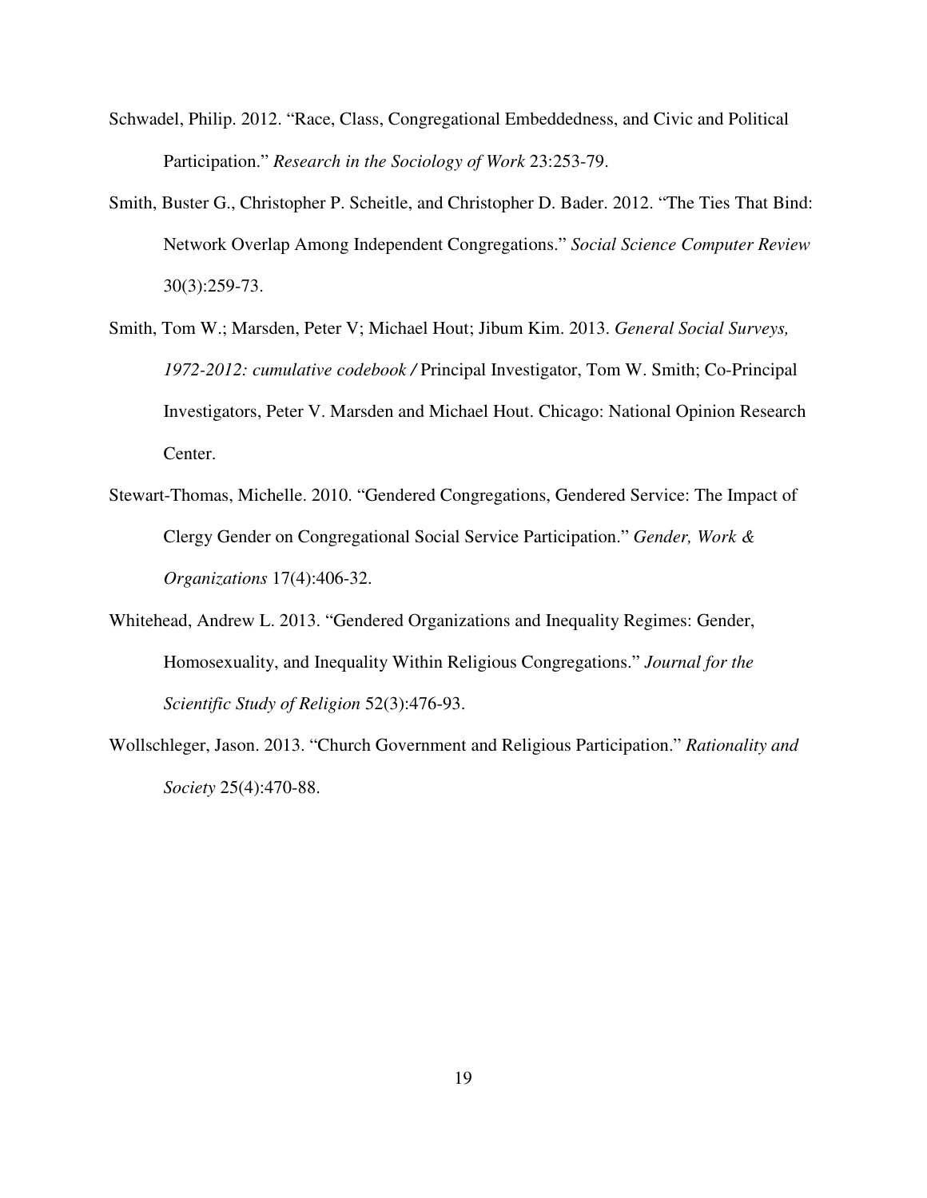Schwadel, Philip. 2012. "Race, Class, Congregational Embeddedness, and Civic and Political Participation." *Research in the Sociology of Work* 23:253-79.

Smith, Buster G., Christopher P. Scheitle, and Christopher D. Bader. 2012. "The Ties That Bind: Network Overlap Among Independent Congregations." *Social Science Computer Review* 30(3):259-73.

Smith, Tom W.; Marsden, Peter V; Michael Hout; Jibum Kim. 2013. *General Social Surveys, 1972-2012: cumulative codebook /* Principal Investigator, Tom W. Smith; Co-Principal Investigators, Peter V. Marsden and Michael Hout. Chicago: National Opinion Research Center.

Stewart-Thomas, Michelle. 2010. "Gendered Congregations, Gendered Service: The Impact of Clergy Gender on Congregational Social Service Participation." *Gender, Work & Organizations* 17(4):406-32.

Whitehead, Andrew L. 2013. "Gendered Organizations and Inequality Regimes: Gender, Homosexuality, and Inequality Within Religious Congregations." *Journal for the Scientific Study of Religion* 52(3):476-93.

Wollschleger, Jason. 2013. "Church Government and Religious Participation." *Rationality and Society* 25(4):470-88.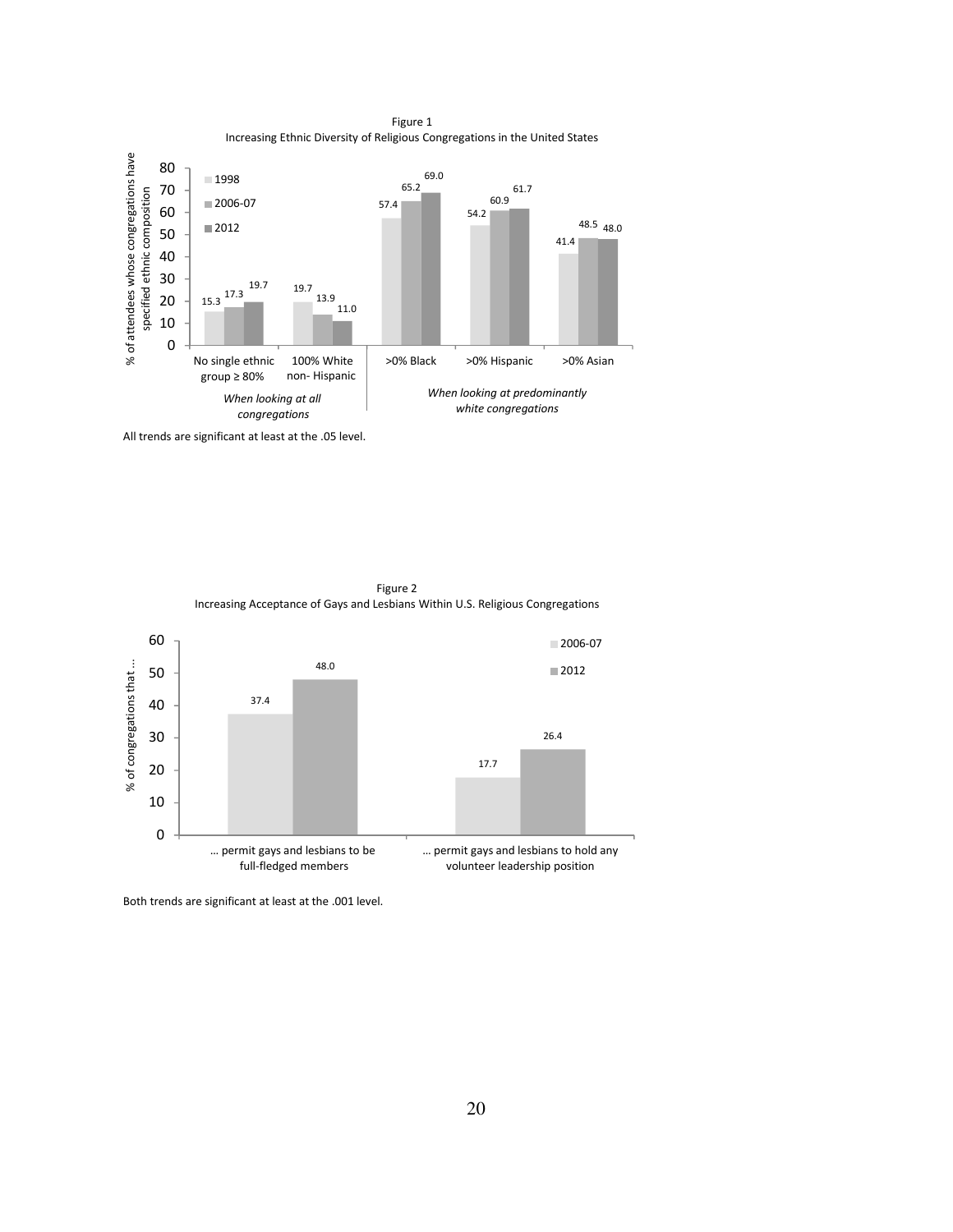Figure 1
Increasing Ethnic Diversity of Religious Congregations in the United States

| % of attendees whose congregations have specified ethnic composition | 1998 | 2006-07 | 2012 |
|---|---|---|---|
| *When looking at all congregations* | | | |
| No single ethnic group ≥ 80% | 15.3 | 17.3 | 19.7 |
| 100% White non- Hispanic | 19.7 | 13.9 | 11.0 |
| *When looking at predominantly white congregations* | | | |
| >0% Black | 57.4 | 65.2 | 69.0 |
| >0% Hispanic | 54.2 | 60.9 | 61.7 |
| >0% Asian | 41.4 | 48.5 | 48.0 |

All trends are significant at least at the .05 level.

Figure 2
Increasing Acceptance of Gays and Lesbians Within U.S. Religious Congregations

| % of congregations that … | 2006-07 | 2012 |
|---|---|---|
| … permit gays and lesbians to be full-fledged members | 37.4 | 48.0 |
| … permit gays and lesbians to hold any volunteer leadership position | 17.7 | 26.4 |

Both trends are significant at least at the .001 level.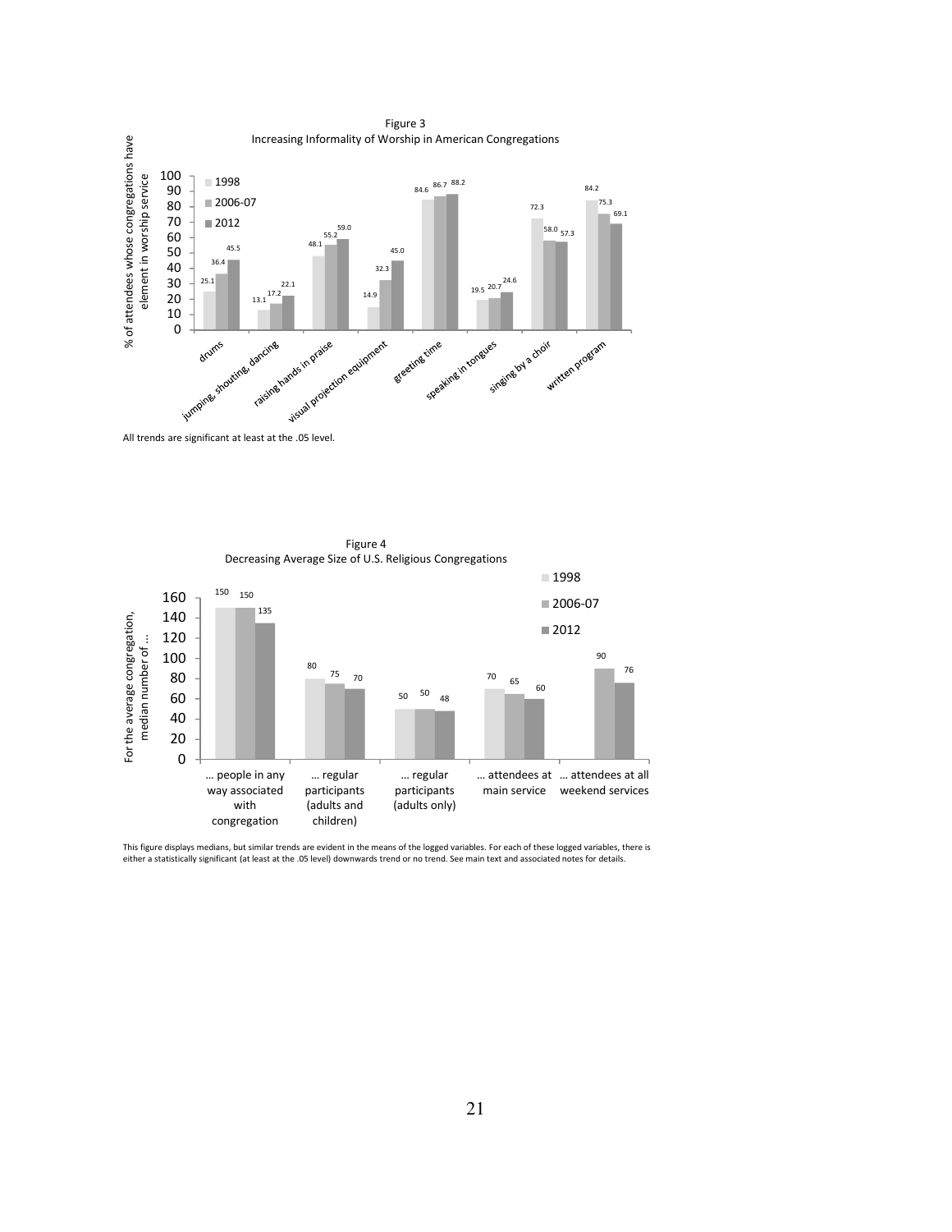Figure 3
Increasing Informality of Worship in American Congregations

| % of attendees whose congregations have element in worship service | 1998 | 2006-07 | 2012 |
|---|---|---|---|
| drums | 25.1 | 36.4 | 45.5 |
| jumping, shouting, dancing | 13.1 | 17.2 | 22.1 |
| raising hands in praise | 48.1 | 55.2 | 59.0 |
| visual projection equipment | 14.9 | 32.3 | 45.0 |
| greeting time | 84.6 | 86.7 | 88.2 |
| speaking in tongues | 19.5 | 20.7 | 24.6 |
| singing by a choir | 72.3 | 58.0 | 57.3 |
| written program | 84.2 | 75.3 | 69.1 |

All trends are significant at least at the .05 level.

Figure 4
Decreasing Average Size of U.S. Religious Congregations

| For the average congregation, median number of … | 1998 | 2006-07 | 2012 |
|---|---|---|---|
| … people in any way associated with congregation | 150 | 150 | 135 |
| … regular participants (adults and children) | 80 | 75 | 70 |
| … regular participants (adults only) | 50 | 50 | 48 |
| … attendees at main service | 70 | 65 | 60 |
| … attendees at all weekend services | | 90 | 76 |

This figure displays medians, but similar trends are evident in the means of the logged variables. For each of these logged variables, there is either a statistically significant (at least at the .05 level) downwards trend or no trend. See main text and associated notes for details.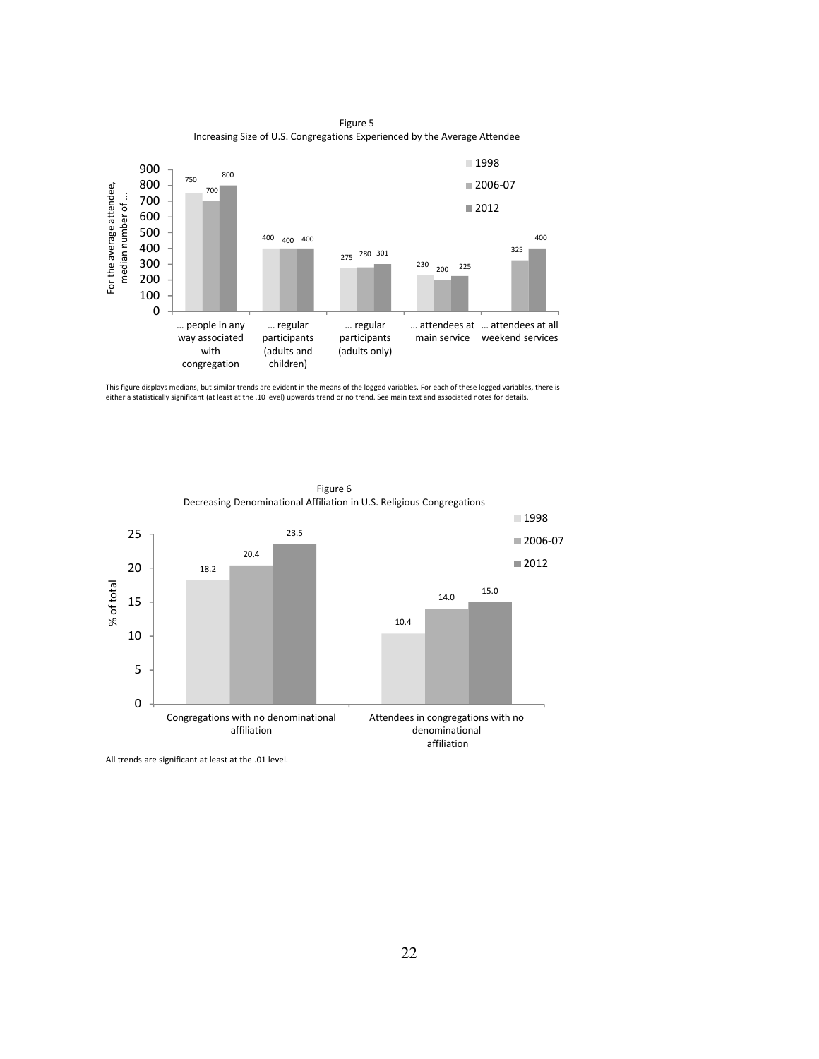Figure 5
Increasing Size of U.S. Congregations Experienced by the Average Attendee

For the average attendee, median number of …

900
800
700
600
500
400
300
200
100
0

1998
2006-07
2012

750 700 800
400 400 400
275 280 301
230 200 225
325 400

… people in any way associated with congregation
… regular participants (adults and children)
… regular participants (adults only)
… attendees at main service
… attendees at all weekend services

This figure displays medians, but similar trends are evident in the means of the logged variables. For each of these logged variables, there is either a statistically significant (at least at the .10 level) upwards trend or no trend. See main text and associated notes for details.

Figure 6
Decreasing Denominational Affiliation in U.S. Religious Congregations

% of total

25
20
15
10
5
0

1998
2006-07
2012

18.2 20.4 23.5
10.4 14.0 15.0

Congregations with no denominational affiliation
Attendees in congregations with no denominational affiliation

All trends are significant at least at the .01 level.